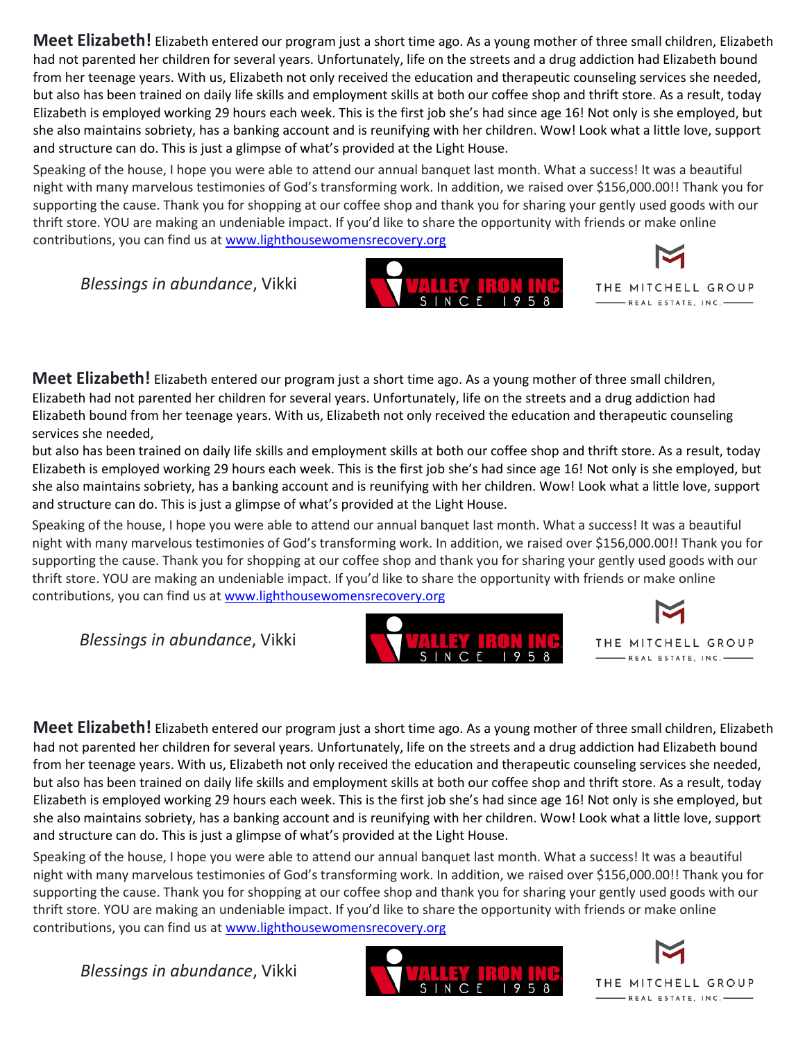**Meet Elizabeth!** Elizabeth entered our program just a short time ago. As a young mother of three small children, Elizabeth had not parented her children for several years. Unfortunately, life on the streets and a drug addiction had Elizabeth bound from her teenage years. With us, Elizabeth not only received the education and therapeutic counseling services she needed, but also has been trained on daily life skills and employment skills at both our coffee shop and thrift store. As a result, today Elizabeth is employed working 29 hours each week. This is the first job she's had since age 16! Not only is she employed, but she also maintains sobriety, has a banking account and is reunifying with her children. Wow! Look what a little love, support and structure can do. This is just a glimpse of what's provided at the Light House.

Speaking of the house, I hope you were able to attend our annual banquet last month. What a success! It was a beautiful night with many marvelous testimonies of God's transforming work. In addition, we raised over $156,000.00!! Thank you for supporting the cause. Thank you for shopping at our coffee shop and thank you for sharing your gently used goods with our thrift store. YOU are making an undeniable impact. If you'd like to share the opportunity with friends or make online contributions, you can find us at www.lighthousewomensrecovery.org

*Blessings in abundance*, Vikki

VALLEY IRON INC. SINCE 1958

THE MITCHELL GROUP REAL ESTATE, INC.

**Meet Elizabeth!** Elizabeth entered our program just a short time ago. As a young mother of three small children, Elizabeth had not parented her children for several years. Unfortunately, life on the streets and a drug addiction had Elizabeth bound from her teenage years. With us, Elizabeth not only received the education and therapeutic counseling services she needed,
but also has been trained on daily life skills and employment skills at both our coffee shop and thrift store. As a result, today Elizabeth is employed working 29 hours each week. This is the first job she's had since age 16! Not only is she employed, but she also maintains sobriety, has a banking account and is reunifying with her children. Wow! Look what a little love, support and structure can do. This is just a glimpse of what's provided at the Light House.

Speaking of the house, I hope you were able to attend our annual banquet last month. What a success! It was a beautiful night with many marvelous testimonies of God's transforming work. In addition, we raised over $156,000.00!! Thank you for supporting the cause. Thank you for shopping at our coffee shop and thank you for sharing your gently used goods with our thrift store. YOU are making an undeniable impact. If you'd like to share the opportunity with friends or make online contributions, you can find us at www.lighthousewomensrecovery.org

*Blessings in abundance*, Vikki

VALLEY IRON INC. SINCE 1958

THE MITCHELL GROUP REAL ESTATE, INC.

**Meet Elizabeth!** Elizabeth entered our program just a short time ago. As a young mother of three small children, Elizabeth had not parented her children for several years. Unfortunately, life on the streets and a drug addiction had Elizabeth bound from her teenage years. With us, Elizabeth not only received the education and therapeutic counseling services she needed, but also has been trained on daily life skills and employment skills at both our coffee shop and thrift store. As a result, today Elizabeth is employed working 29 hours each week. This is the first job she's had since age 16! Not only is she employed, but she also maintains sobriety, has a banking account and is reunifying with her children. Wow! Look what a little love, support and structure can do. This is just a glimpse of what's provided at the Light House.

Speaking of the house, I hope you were able to attend our annual banquet last month. What a success! It was a beautiful night with many marvelous testimonies of God's transforming work. In addition, we raised over $156,000.00!! Thank you for supporting the cause. Thank you for shopping at our coffee shop and thank you for sharing your gently used goods with our thrift store. YOU are making an undeniable impact. If you'd like to share the opportunity with friends or make online contributions, you can find us at www.lighthousewomensrecovery.org

*Blessings in abundance*, Vikki

VALLEY IRON INC. SINCE 1958

THE MITCHELL GROUP REAL ESTATE, INC.